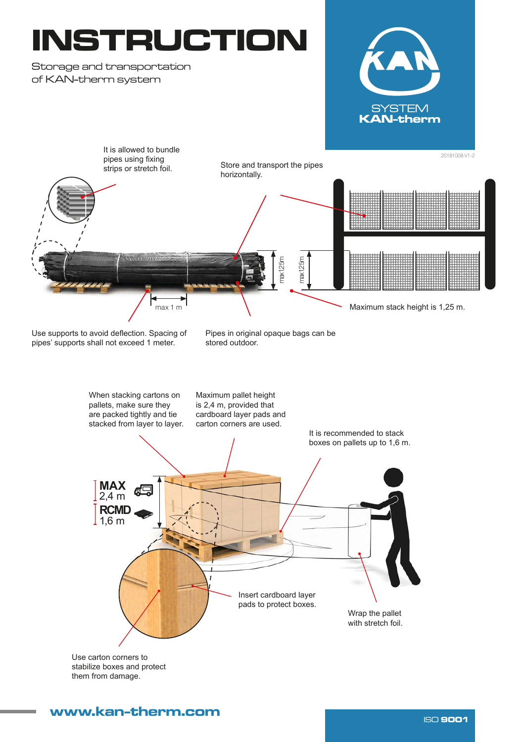# INSTRUCTION

Storage and transportation
of KAN-therm system

SYSTEM
**KAN-therm**

20181008-V1-2

It is allowed to bundle pipes using fixing strips or stretch foil.

Store and transport the pipes horizontally.

max 1,25m

max 1,25m

max 1 m

Maximum stack height is 1,25 m.

Use supports to avoid deflection. Spacing of pipes' supports shall not exceed 1 meter.

Pipes in original opaque bags can be stored outdoor.

When stacking cartons on pallets, make sure they are packed tightly and tie stacked from layer to layer.

Maximum pallet height is 2,4 m, provided that cardboard layer pads and carton corners are used.

It is recommended to stack boxes on pallets up to 1,6 m.

**MAX**
2,4 m

**RCMD**
1,6 m

Insert cardboard layer pads to protect boxes.

Wrap the pallet with stretch foil.

Use carton corners to stabilize boxes and protect them from damage.

**www.kan-therm.com**

ISO **9001**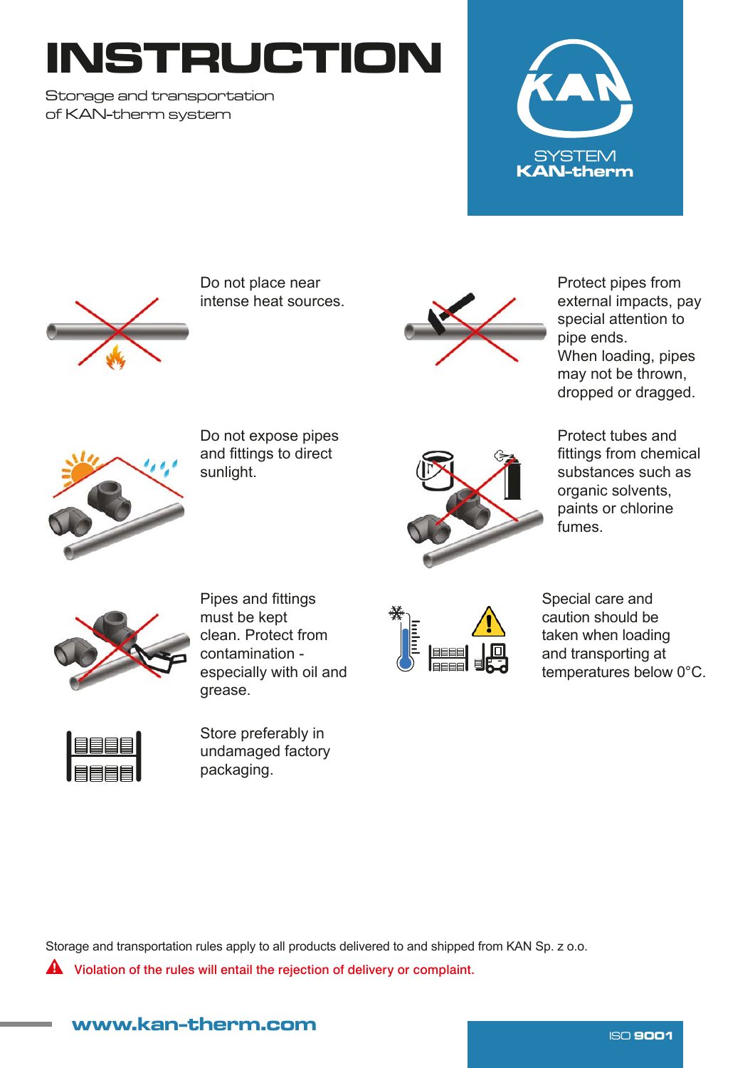# INSTRUCTION

Storage and transportation of KAN-therm system

SYSTEM **KAN-therm**

Do not place near intense heat sources.

Protect pipes from external impacts, pay special attention to pipe ends.
When loading, pipes may not be thrown, dropped or dragged.

Do not expose pipes and fittings to direct sunlight.

Protect tubes and fittings from chemical substances such as organic solvents, paints or chlorine fumes.

Pipes and fittings must be kept clean. Protect from contamination - especially with oil and grease.

Special care and caution should be taken when loading and transporting at temperatures below 0°C.

Store preferably in undamaged factory packaging.

Storage and transportation rules apply to all products delivered to and shipped from KAN Sp. z o.o.

Violation of the rules will entail the rejection of delivery or complaint.

**www.kan-therm.com**

ISO **9001**